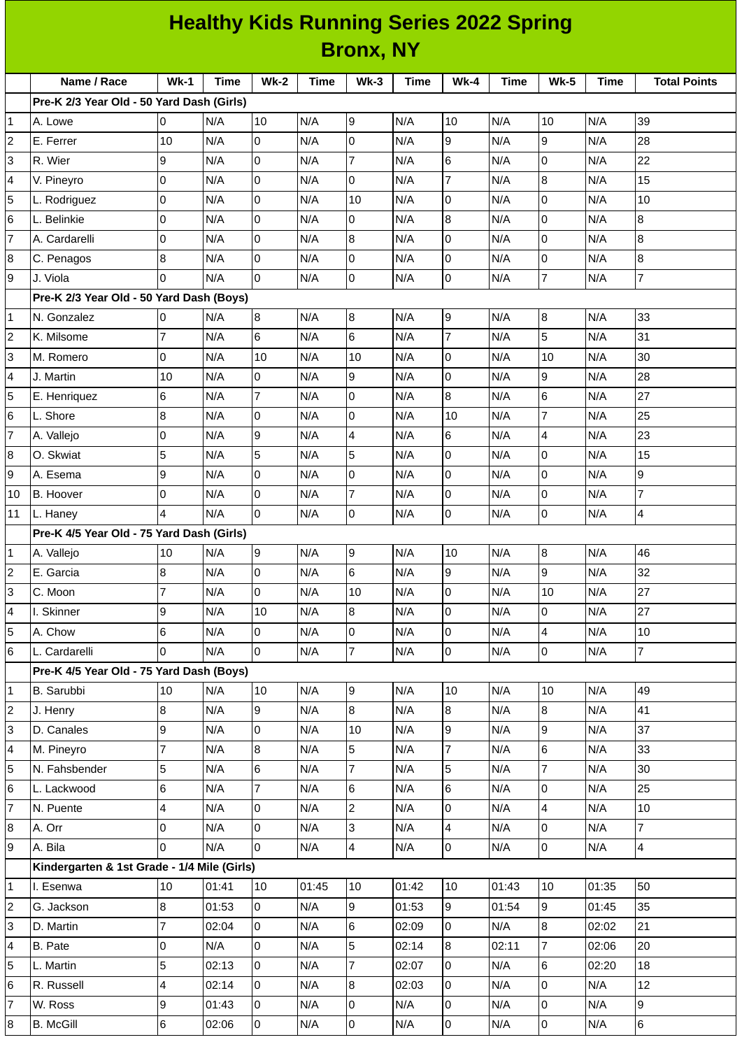# Healthy Kids Running Series 2022 Spring
## Bronx, NY

| | Name / Race | Wk-1 | Time | Wk-2 | Time | Wk-3 | Time | Wk-4 | Time | Wk-5 | Time | Total Points |
|---|---|---|---|---|---|---|---|---|---|---|---|---|
| | **Pre-K 2/3 Year Old - 50 Yard Dash (Girls)** | | | | | | | | | | | |
| 1 | A. Lowe | 0 | N/A | 10 | N/A | 9 | N/A | 10 | N/A | 10 | N/A | 39 |
| 2 | E. Ferrer | 10 | N/A | 0 | N/A | 0 | N/A | 9 | N/A | 9 | N/A | 28 |
| 3 | R. Wier | 9 | N/A | 0 | N/A | 7 | N/A | 6 | N/A | 0 | N/A | 22 |
| 4 | V. Pineyro | 0 | N/A | 0 | N/A | 0 | N/A | 7 | N/A | 8 | N/A | 15 |
| 5 | L. Rodriguez | 0 | N/A | 0 | N/A | 10 | N/A | 0 | N/A | 0 | N/A | 10 |
| 6 | L. Belinkie | 0 | N/A | 0 | N/A | 0 | N/A | 8 | N/A | 0 | N/A | 8 |
| 7 | A. Cardarelli | 0 | N/A | 0 | N/A | 8 | N/A | 0 | N/A | 0 | N/A | 8 |
| 8 | C. Penagos | 8 | N/A | 0 | N/A | 0 | N/A | 0 | N/A | 0 | N/A | 8 |
| 9 | J. Viola | 0 | N/A | 0 | N/A | 0 | N/A | 0 | N/A | 7 | N/A | 7 |
| | **Pre-K 2/3 Year Old - 50 Yard Dash (Boys)** | | | | | | | | | | | |
| 1 | N. Gonzalez | 0 | N/A | 8 | N/A | 8 | N/A | 9 | N/A | 8 | N/A | 33 |
| 2 | K. Milsome | 7 | N/A | 6 | N/A | 6 | N/A | 7 | N/A | 5 | N/A | 31 |
| 3 | M. Romero | 0 | N/A | 10 | N/A | 10 | N/A | 0 | N/A | 10 | N/A | 30 |
| 4 | J. Martin | 10 | N/A | 0 | N/A | 9 | N/A | 0 | N/A | 9 | N/A | 28 |
| 5 | E. Henriquez | 6 | N/A | 7 | N/A | 0 | N/A | 8 | N/A | 6 | N/A | 27 |
| 6 | L. Shore | 8 | N/A | 0 | N/A | 0 | N/A | 10 | N/A | 7 | N/A | 25 |
| 7 | A. Vallejo | 0 | N/A | 9 | N/A | 4 | N/A | 6 | N/A | 4 | N/A | 23 |
| 8 | O. Skwiat | 5 | N/A | 5 | N/A | 5 | N/A | 0 | N/A | 0 | N/A | 15 |
| 9 | A. Esema | 9 | N/A | 0 | N/A | 0 | N/A | 0 | N/A | 0 | N/A | 9 |
| 10 | B. Hoover | 0 | N/A | 0 | N/A | 7 | N/A | 0 | N/A | 0 | N/A | 7 |
| 11 | L. Haney | 4 | N/A | 0 | N/A | 0 | N/A | 0 | N/A | 0 | N/A | 4 |
| | **Pre-K 4/5 Year Old - 75 Yard Dash (Girls)** | | | | | | | | | | | |
| 1 | A. Vallejo | 10 | N/A | 9 | N/A | 9 | N/A | 10 | N/A | 8 | N/A | 46 |
| 2 | E. Garcia | 8 | N/A | 0 | N/A | 6 | N/A | 9 | N/A | 9 | N/A | 32 |
| 3 | C. Moon | 7 | N/A | 0 | N/A | 10 | N/A | 0 | N/A | 10 | N/A | 27 |
| 4 | I. Skinner | 9 | N/A | 10 | N/A | 8 | N/A | 0 | N/A | 0 | N/A | 27 |
| 5 | A. Chow | 6 | N/A | 0 | N/A | 0 | N/A | 0 | N/A | 4 | N/A | 10 |
| 6 | L. Cardarelli | 0 | N/A | 0 | N/A | 7 | N/A | 0 | N/A | 0 | N/A | 7 |
| | **Pre-K 4/5 Year Old - 75 Yard Dash (Boys)** | | | | | | | | | | | |
| 1 | B. Sarubbi | 10 | N/A | 10 | N/A | 9 | N/A | 10 | N/A | 10 | N/A | 49 |
| 2 | J. Henry | 8 | N/A | 9 | N/A | 8 | N/A | 8 | N/A | 8 | N/A | 41 |
| 3 | D. Canales | 9 | N/A | 0 | N/A | 10 | N/A | 9 | N/A | 9 | N/A | 37 |
| 4 | M. Pineyro | 7 | N/A | 8 | N/A | 5 | N/A | 7 | N/A | 6 | N/A | 33 |
| 5 | N. Fahsbender | 5 | N/A | 6 | N/A | 7 | N/A | 5 | N/A | 7 | N/A | 30 |
| 6 | L. Lackwood | 6 | N/A | 7 | N/A | 6 | N/A | 6 | N/A | 0 | N/A | 25 |
| 7 | N. Puente | 4 | N/A | 0 | N/A | 2 | N/A | 0 | N/A | 4 | N/A | 10 |
| 8 | A. Orr | 0 | N/A | 0 | N/A | 3 | N/A | 4 | N/A | 0 | N/A | 7 |
| 9 | A. Bila | 0 | N/A | 0 | N/A | 4 | N/A | 0 | N/A | 0 | N/A | 4 |
| | **Kindergarten & 1st Grade - 1/4 Mile (Girls)** | | | | | | | | | | | |
| 1 | I. Esenwa | 10 | 01:41 | 10 | 01:45 | 10 | 01:42 | 10 | 01:43 | 10 | 01:35 | 50 |
| 2 | G. Jackson | 8 | 01:53 | 0 | N/A | 9 | 01:53 | 9 | 01:54 | 9 | 01:45 | 35 |
| 3 | D. Martin | 7 | 02:04 | 0 | N/A | 6 | 02:09 | 0 | N/A | 8 | 02:02 | 21 |
| 4 | B. Pate | 0 | N/A | 0 | N/A | 5 | 02:14 | 8 | 02:11 | 7 | 02:06 | 20 |
| 5 | L. Martin | 5 | 02:13 | 0 | N/A | 7 | 02:07 | 0 | N/A | 6 | 02:20 | 18 |
| 6 | R. Russell | 4 | 02:14 | 0 | N/A | 8 | 02:03 | 0 | N/A | 0 | N/A | 12 |
| 7 | W. Ross | 9 | 01:43 | 0 | N/A | 0 | N/A | 0 | N/A | 0 | N/A | 9 |
| 8 | B. McGill | 6 | 02:06 | 0 | N/A | 0 | N/A | 0 | N/A | 0 | N/A | 6 |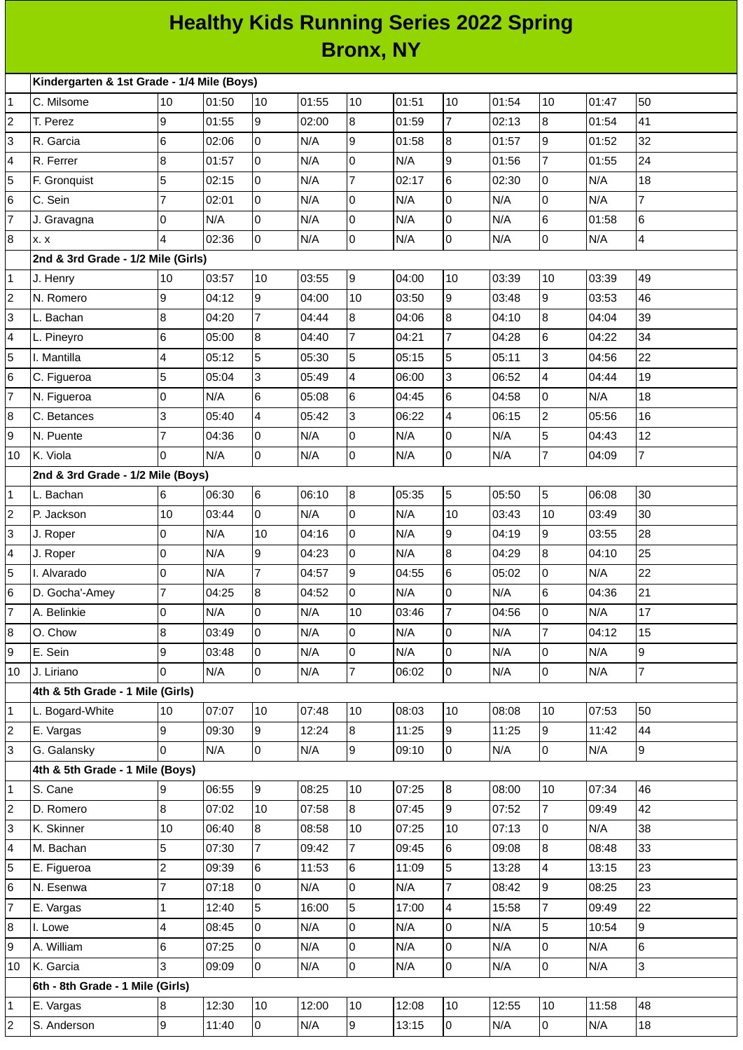# Healthy Kids Running Series 2022 Spring
## Bronx, NY

| | | | | | | | | | | | | |
|---|---|---|---|---|---|---|---|---|---|---|---|---|
| | **Kindergarten & 1st Grade - 1/4 Mile (Boys)** | | | | | | | | | | | |
| 1 | C. Milsome | 10 | 01:50 | 10 | 01:55 | 10 | 01:51 | 10 | 01:54 | 10 | 01:47 | 50 |
| 2 | T. Perez | 9 | 01:55 | 9 | 02:00 | 8 | 01:59 | 7 | 02:13 | 8 | 01:54 | 41 |
| 3 | R. Garcia | 6 | 02:06 | 0 | N/A | 9 | 01:58 | 8 | 01:57 | 9 | 01:52 | 32 |
| 4 | R. Ferrer | 8 | 01:57 | 0 | N/A | 0 | N/A | 9 | 01:56 | 7 | 01:55 | 24 |
| 5 | F. Gronquist | 5 | 02:15 | 0 | N/A | 7 | 02:17 | 6 | 02:30 | 0 | N/A | 18 |
| 6 | C. Sein | 7 | 02:01 | 0 | N/A | 0 | N/A | 0 | N/A | 0 | N/A | 7 |
| 7 | J. Gravagna | 0 | N/A | 0 | N/A | 0 | N/A | 0 | N/A | 6 | 01:58 | 6 |
| 8 | x. x | 4 | 02:36 | 0 | N/A | 0 | N/A | 0 | N/A | 0 | N/A | 4 |
| | **2nd & 3rd Grade - 1/2 Mile (Girls)** | | | | | | | | | | | |
| 1 | J. Henry | 10 | 03:57 | 10 | 03:55 | 9 | 04:00 | 10 | 03:39 | 10 | 03:39 | 49 |
| 2 | N. Romero | 9 | 04:12 | 9 | 04:00 | 10 | 03:50 | 9 | 03:48 | 9 | 03:53 | 46 |
| 3 | L. Bachan | 8 | 04:20 | 7 | 04:44 | 8 | 04:06 | 8 | 04:10 | 8 | 04:04 | 39 |
| 4 | L. Pineyro | 6 | 05:00 | 8 | 04:40 | 7 | 04:21 | 7 | 04:28 | 6 | 04:22 | 34 |
| 5 | I. Mantilla | 4 | 05:12 | 5 | 05:30 | 5 | 05:15 | 5 | 05:11 | 3 | 04:56 | 22 |
| 6 | C. Figueroa | 5 | 05:04 | 3 | 05:49 | 4 | 06:00 | 3 | 06:52 | 4 | 04:44 | 19 |
| 7 | N. Figueroa | 0 | N/A | 6 | 05:08 | 6 | 04:45 | 6 | 04:58 | 0 | N/A | 18 |
| 8 | C. Betances | 3 | 05:40 | 4 | 05:42 | 3 | 06:22 | 4 | 06:15 | 2 | 05:56 | 16 |
| 9 | N. Puente | 7 | 04:36 | 0 | N/A | 0 | N/A | 0 | N/A | 5 | 04:43 | 12 |
| 10 | K. Viola | 0 | N/A | 0 | N/A | 0 | N/A | 0 | N/A | 7 | 04:09 | 7 |
| | **2nd & 3rd Grade - 1/2 Mile (Boys)** | | | | | | | | | | | |
| 1 | L. Bachan | 6 | 06:30 | 6 | 06:10 | 8 | 05:35 | 5 | 05:50 | 5 | 06:08 | 30 |
| 2 | P. Jackson | 10 | 03:44 | 0 | N/A | 0 | N/A | 10 | 03:43 | 10 | 03:49 | 30 |
| 3 | J. Roper | 0 | N/A | 10 | 04:16 | 0 | N/A | 9 | 04:19 | 9 | 03:55 | 28 |
| 4 | J. Roper | 0 | N/A | 9 | 04:23 | 0 | N/A | 8 | 04:29 | 8 | 04:10 | 25 |
| 5 | I. Alvarado | 0 | N/A | 7 | 04:57 | 9 | 04:55 | 6 | 05:02 | 0 | N/A | 22 |
| 6 | D. Gocha'-Amey | 7 | 04:25 | 8 | 04:52 | 0 | N/A | 0 | N/A | 6 | 04:36 | 21 |
| 7 | A. Belinkie | 0 | N/A | 0 | N/A | 10 | 03:46 | 7 | 04:56 | 0 | N/A | 17 |
| 8 | O. Chow | 8 | 03:49 | 0 | N/A | 0 | N/A | 0 | N/A | 7 | 04:12 | 15 |
| 9 | E. Sein | 9 | 03:48 | 0 | N/A | 0 | N/A | 0 | N/A | 0 | N/A | 9 |
| 10 | J. Liriano | 0 | N/A | 0 | N/A | 7 | 06:02 | 0 | N/A | 0 | N/A | 7 |
| | **4th & 5th Grade - 1 Mile (Girls)** | | | | | | | | | | | |
| 1 | L. Bogard-White | 10 | 07:07 | 10 | 07:48 | 10 | 08:03 | 10 | 08:08 | 10 | 07:53 | 50 |
| 2 | E. Vargas | 9 | 09:30 | 9 | 12:24 | 8 | 11:25 | 9 | 11:25 | 9 | 11:42 | 44 |
| 3 | G. Galansky | 0 | N/A | 0 | N/A | 9 | 09:10 | 0 | N/A | 0 | N/A | 9 |
| | **4th & 5th Grade - 1 Mile (Boys)** | | | | | | | | | | | |
| 1 | S. Cane | 9 | 06:55 | 9 | 08:25 | 10 | 07:25 | 8 | 08:00 | 10 | 07:34 | 46 |
| 2 | D. Romero | 8 | 07:02 | 10 | 07:58 | 8 | 07:45 | 9 | 07:52 | 7 | 09:49 | 42 |
| 3 | K. Skinner | 10 | 06:40 | 8 | 08:58 | 10 | 07:25 | 10 | 07:13 | 0 | N/A | 38 |
| 4 | M. Bachan | 5 | 07:30 | 7 | 09:42 | 7 | 09:45 | 6 | 09:08 | 8 | 08:48 | 33 |
| 5 | E. Figueroa | 2 | 09:39 | 6 | 11:53 | 6 | 11:09 | 5 | 13:28 | 4 | 13:15 | 23 |
| 6 | N. Esenwa | 7 | 07:18 | 0 | N/A | 0 | N/A | 7 | 08:42 | 9 | 08:25 | 23 |
| 7 | E. Vargas | 1 | 12:40 | 5 | 16:00 | 5 | 17:00 | 4 | 15:58 | 7 | 09:49 | 22 |
| 8 | I. Lowe | 4 | 08:45 | 0 | N/A | 0 | N/A | 0 | N/A | 5 | 10:54 | 9 |
| 9 | A. William | 6 | 07:25 | 0 | N/A | 0 | N/A | 0 | N/A | 0 | N/A | 6 |
| 10 | K. Garcia | 3 | 09:09 | 0 | N/A | 0 | N/A | 0 | N/A | 0 | N/A | 3 |
| | **6th - 8th Grade - 1 Mile (Girls)** | | | | | | | | | | | |
| 1 | E. Vargas | 8 | 12:30 | 10 | 12:00 | 10 | 12:08 | 10 | 12:55 | 10 | 11:58 | 48 |
| 2 | S. Anderson | 9 | 11:40 | 0 | N/A | 9 | 13:15 | 0 | N/A | 0 | N/A | 18 |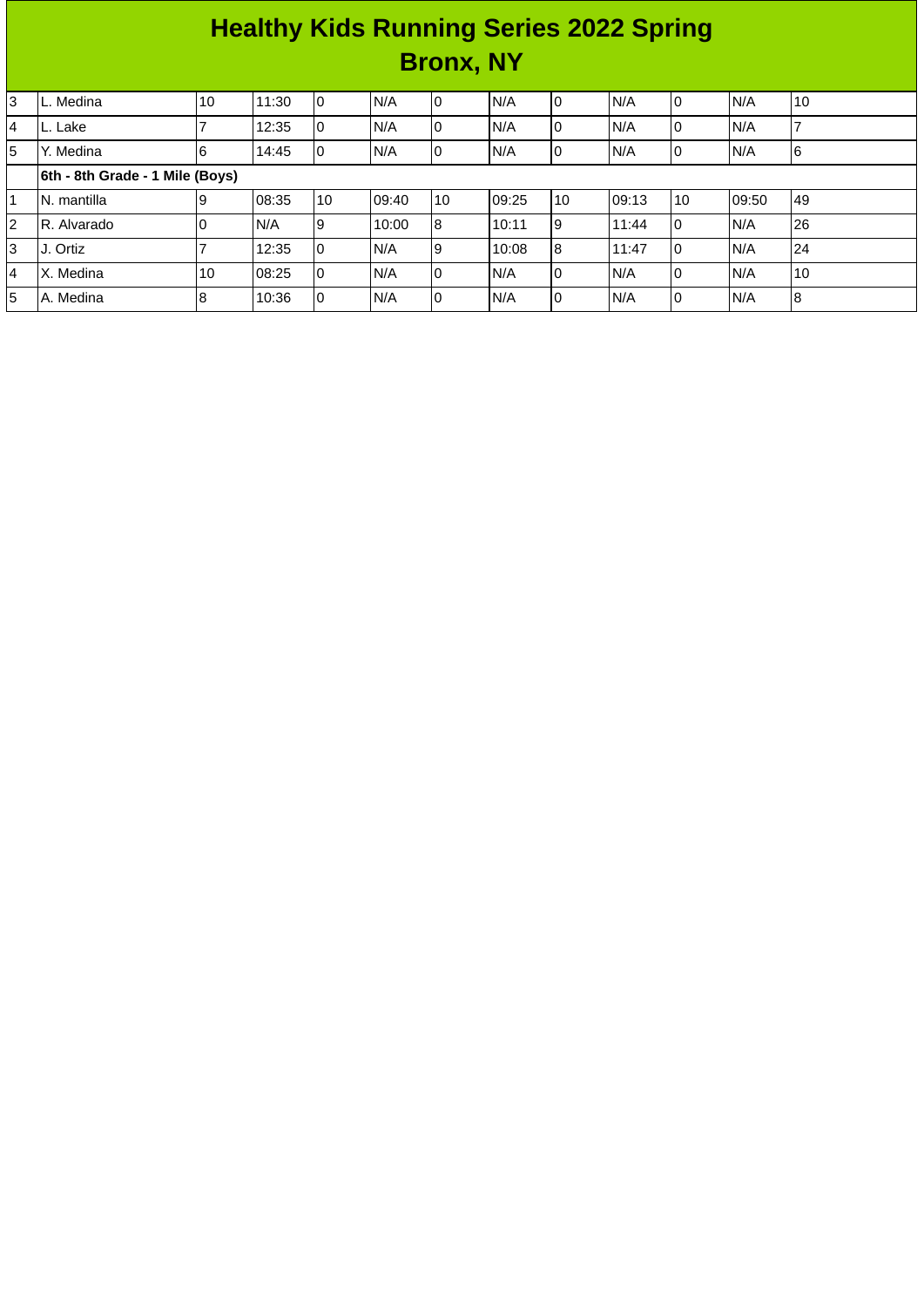# Healthy Kids Running Series 2022 Spring Bronx, NY

| | | | | | | | | | | | | |
|---|---|---|---|---|---|---|---|---|---|---|---|---|
| 3 | L. Medina | 10 | 11:30 | 0 | N/A | 0 | N/A | 0 | N/A | 0 | N/A | 10 |
| 4 | L. Lake | 7 | 12:35 | 0 | N/A | 0 | N/A | 0 | N/A | 0 | N/A | 7 |
| 5 | Y. Medina | 6 | 14:45 | 0 | N/A | 0 | N/A | 0 | N/A | 0 | N/A | 6 |
| | **6th - 8th Grade - 1 Mile (Boys)** | | | | | | | | | | | |
| 1 | N. mantilla | 9 | 08:35 | 10 | 09:40 | 10 | 09:25 | 10 | 09:13 | 10 | 09:50 | 49 |
| 2 | R. Alvarado | 0 | N/A | 9 | 10:00 | 8 | 10:11 | 9 | 11:44 | 0 | N/A | 26 |
| 3 | J. Ortiz | 7 | 12:35 | 0 | N/A | 9 | 10:08 | 8 | 11:47 | 0 | N/A | 24 |
| 4 | X. Medina | 10 | 08:25 | 0 | N/A | 0 | N/A | 0 | N/A | 0 | N/A | 10 |
| 5 | A. Medina | 8 | 10:36 | 0 | N/A | 0 | N/A | 0 | N/A | 0 | N/A | 8 |